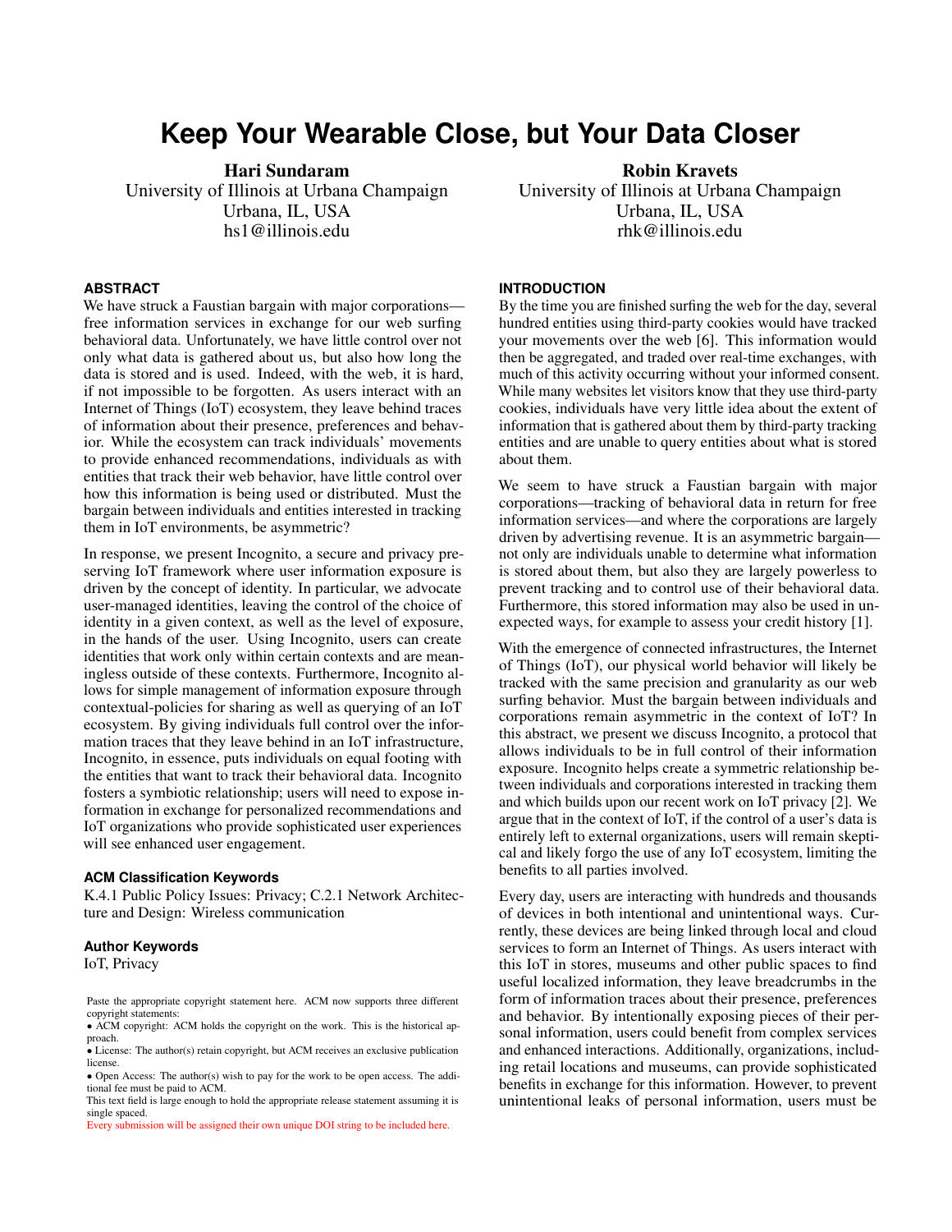# Keep Your Wearable Close, but Your Data Closer

**Hari Sundaram**
University of Illinois at Urbana Champaign
Urbana, IL, USA
hs1@illinois.edu

**Robin Kravets**
University of Illinois at Urbana Champaign
Urbana, IL, USA
rhk@illinois.edu

## ABSTRACT

We have struck a Faustian bargain with major corporations—free information services in exchange for our web surfing behavioral data. Unfortunately, we have little control over not only what data is gathered about us, but also how long the data is stored and is used. Indeed, with the web, it is hard, if not impossible to be forgotten. As users interact with an Internet of Things (IoT) ecosystem, they leave behind traces of information about their presence, preferences and behavior. While the ecosystem can track individuals' movements to provide enhanced recommendations, individuals as with entities that track their web behavior, have little control over how this information is being used or distributed. Must the bargain between individuals and entities interested in tracking them in IoT environments, be asymmetric?

In response, we present Incognito, a secure and privacy preserving IoT framework where user information exposure is driven by the concept of identity. In particular, we advocate user-managed identities, leaving the control of the choice of identity in a given context, as well as the level of exposure, in the hands of the user. Using Incognito, users can create identities that work only within certain contexts and are meaningless outside of these contexts. Furthermore, Incognito allows for simple management of information exposure through contextual-policies for sharing as well as querying of an IoT ecosystem. By giving individuals full control over the information traces that they leave behind in an IoT infrastructure, Incognito, in essence, puts individuals on equal footing with the entities that want to track their behavioral data. Incognito fosters a symbiotic relationship; users will need to expose information in exchange for personalized recommendations and IoT organizations who provide sophisticated user experiences will see enhanced user engagement.

### ACM Classification Keywords

K.4.1 Public Policy Issues: Privacy; C.2.1 Network Architecture and Design: Wireless communication

### Author Keywords

IoT, Privacy

Paste the appropriate copyright statement here. ACM now supports three different copyright statements:
- ACM copyright: ACM holds the copyright on the work. This is the historical approach.
- License: The author(s) retain copyright, but ACM receives an exclusive publication license.
- Open Access: The author(s) wish to pay for the work to be open access. The additional fee must be paid to ACM.

This text field is large enough to hold the appropriate release statement assuming it is single spaced.
Every submission will be assigned their own unique DOI string to be included here.

## INTRODUCTION

By the time you are finished surfing the web for the day, several hundred entities using third-party cookies would have tracked your movements over the web [6]. This information would then be aggregated, and traded over real-time exchanges, with much of this activity occurring without your informed consent. While many websites let visitors know that they use third-party cookies, individuals have very little idea about the extent of information that is gathered about them by third-party tracking entities and are unable to query entities about what is stored about them.

We seem to have struck a Faustian bargain with major corporations—tracking of behavioral data in return for free information services—and where the corporations are largely driven by advertising revenue. It is an asymmetric bargain—not only are individuals unable to determine what information is stored about them, but also they are largely powerless to prevent tracking and to control use of their behavioral data. Furthermore, this stored information may also be used in unexpected ways, for example to assess your credit history [1].

With the emergence of connected infrastructures, the Internet of Things (IoT), our physical world behavior will likely be tracked with the same precision and granularity as our web surfing behavior. Must the bargain between individuals and corporations remain asymmetric in the context of IoT? In this abstract, we present we discuss Incognito, a protocol that allows individuals to be in full control of their information exposure. Incognito helps create a symmetric relationship between individuals and corporations interested in tracking them and which builds upon our recent work on IoT privacy [2]. We argue that in the context of IoT, if the control of a user's data is entirely left to external organizations, users will remain skeptical and likely forgo the use of any IoT ecosystem, limiting the benefits to all parties involved.

Every day, users are interacting with hundreds and thousands of devices in both intentional and unintentional ways. Currently, these devices are being linked through local and cloud services to form an Internet of Things. As users interact with this IoT in stores, museums and other public spaces to find useful localized information, they leave breadcrumbs in the form of information traces about their presence, preferences and behavior. By intentionally exposing pieces of their personal information, users could benefit from complex services and enhanced interactions. Additionally, organizations, including retail locations and museums, can provide sophisticated benefits in exchange for this information. However, to prevent unintentional leaks of personal information, users must be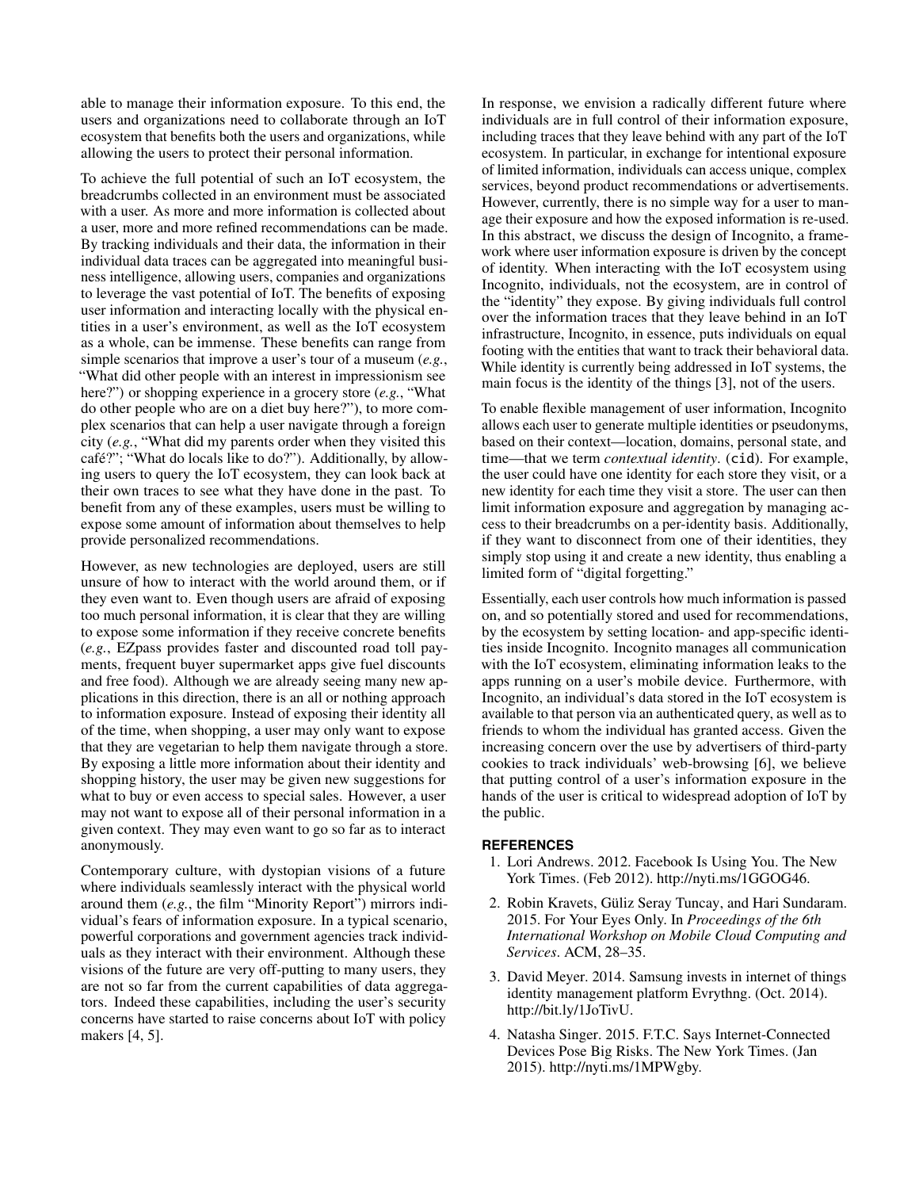able to manage their information exposure. To this end, the users and organizations need to collaborate through an IoT ecosystem that benefits both the users and organizations, while allowing the users to protect their personal information.

To achieve the full potential of such an IoT ecosystem, the breadcrumbs collected in an environment must be associated with a user. As more and more information is collected about a user, more and more refined recommendations can be made. By tracking individuals and their data, the information in their individual data traces can be aggregated into meaningful business intelligence, allowing users, companies and organizations to leverage the vast potential of IoT. The benefits of exposing user information and interacting locally with the physical entities in a user's environment, as well as the IoT ecosystem as a whole, can be immense. These benefits can range from simple scenarios that improve a user's tour of a museum (*e.g.*, "What did other people with an interest in impressionism see here?") or shopping experience in a grocery store (*e.g.*, "What do other people who are on a diet buy here?"), to more complex scenarios that can help a user navigate through a foreign city (*e.g.*, "What did my parents order when they visited this café?"; "What do locals like to do?"). Additionally, by allowing users to query the IoT ecosystem, they can look back at their own traces to see what they have done in the past. To benefit from any of these examples, users must be willing to expose some amount of information about themselves to help provide personalized recommendations.

However, as new technologies are deployed, users are still unsure of how to interact with the world around them, or if they even want to. Even though users are afraid of exposing too much personal information, it is clear that they are willing to expose some information if they receive concrete benefits (*e.g.*, EZpass provides faster and discounted road toll payments, frequent buyer supermarket apps give fuel discounts and free food). Although we are already seeing many new applications in this direction, there is an all or nothing approach to information exposure. Instead of exposing their identity all of the time, when shopping, a user may only want to expose that they are vegetarian to help them navigate through a store. By exposing a little more information about their identity and shopping history, the user may be given new suggestions for what to buy or even access to special sales. However, a user may not want to expose all of their personal information in a given context. They may even want to go so far as to interact anonymously.

Contemporary culture, with dystopian visions of a future where individuals seamlessly interact with the physical world around them (*e.g.*, the film "Minority Report") mirrors individual's fears of information exposure. In a typical scenario, powerful corporations and government agencies track individuals as they interact with their environment. Although these visions of the future are very off-putting to many users, they are not so far from the current capabilities of data aggregators. Indeed these capabilities, including the user's security concerns have started to raise concerns about IoT with policy makers [4, 5].

In response, we envision a radically different future where individuals are in full control of their information exposure, including traces that they leave behind with any part of the IoT ecosystem. In particular, in exchange for intentional exposure of limited information, individuals can access unique, complex services, beyond product recommendations or advertisements. However, currently, there is no simple way for a user to manage their exposure and how the exposed information is re-used. In this abstract, we discuss the design of Incognito, a framework where user information exposure is driven by the concept of identity. When interacting with the IoT ecosystem using Incognito, individuals, not the ecosystem, are in control of the "identity" they expose. By giving individuals full control over the information traces that they leave behind in an IoT infrastructure, Incognito, in essence, puts individuals on equal footing with the entities that want to track their behavioral data. While identity is currently being addressed in IoT systems, the main focus is the identity of the things [3], not of the users.

To enable flexible management of user information, Incognito allows each user to generate multiple identities or pseudonyms, based on their context—location, domains, personal state, and time—that we term *contextual identity*. (`cid`). For example, the user could have one identity for each store they visit, or a new identity for each time they visit a store. The user can then limit information exposure and aggregation by managing access to their breadcrumbs on a per-identity basis. Additionally, if they want to disconnect from one of their identities, they simply stop using it and create a new identity, thus enabling a limited form of "digital forgetting."

Essentially, each user controls how much information is passed on, and so potentially stored and used for recommendations, by the ecosystem by setting location- and app-specific identities inside Incognito. Incognito manages all communication with the IoT ecosystem, eliminating information leaks to the apps running on a user's mobile device. Furthermore, with Incognito, an individual's data stored in the IoT ecosystem is available to that person via an authenticated query, as well as to friends to whom the individual has granted access. Given the increasing concern over the use by advertisers of third-party cookies to track individuals' web-browsing [6], we believe that putting control of a user's information exposure in the hands of the user is critical to widespread adoption of IoT by the public.

## REFERENCES

1. Lori Andrews. 2012. Facebook Is Using You. The New York Times. (Feb 2012). http://nyti.ms/1GGOG46.
2. Robin Kravets, Güliz Seray Tuncay, and Hari Sundaram. 2015. For Your Eyes Only. In *Proceedings of the 6th International Workshop on Mobile Cloud Computing and Services*. ACM, 28–35.
3. David Meyer. 2014. Samsung invests in internet of things identity management platform Evrythng. (Oct. 2014). http://bit.ly/1JoTivU.
4. Natasha Singer. 2015. F.T.C. Says Internet-Connected Devices Pose Big Risks. The New York Times. (Jan 2015). http://nyti.ms/1MPWgby.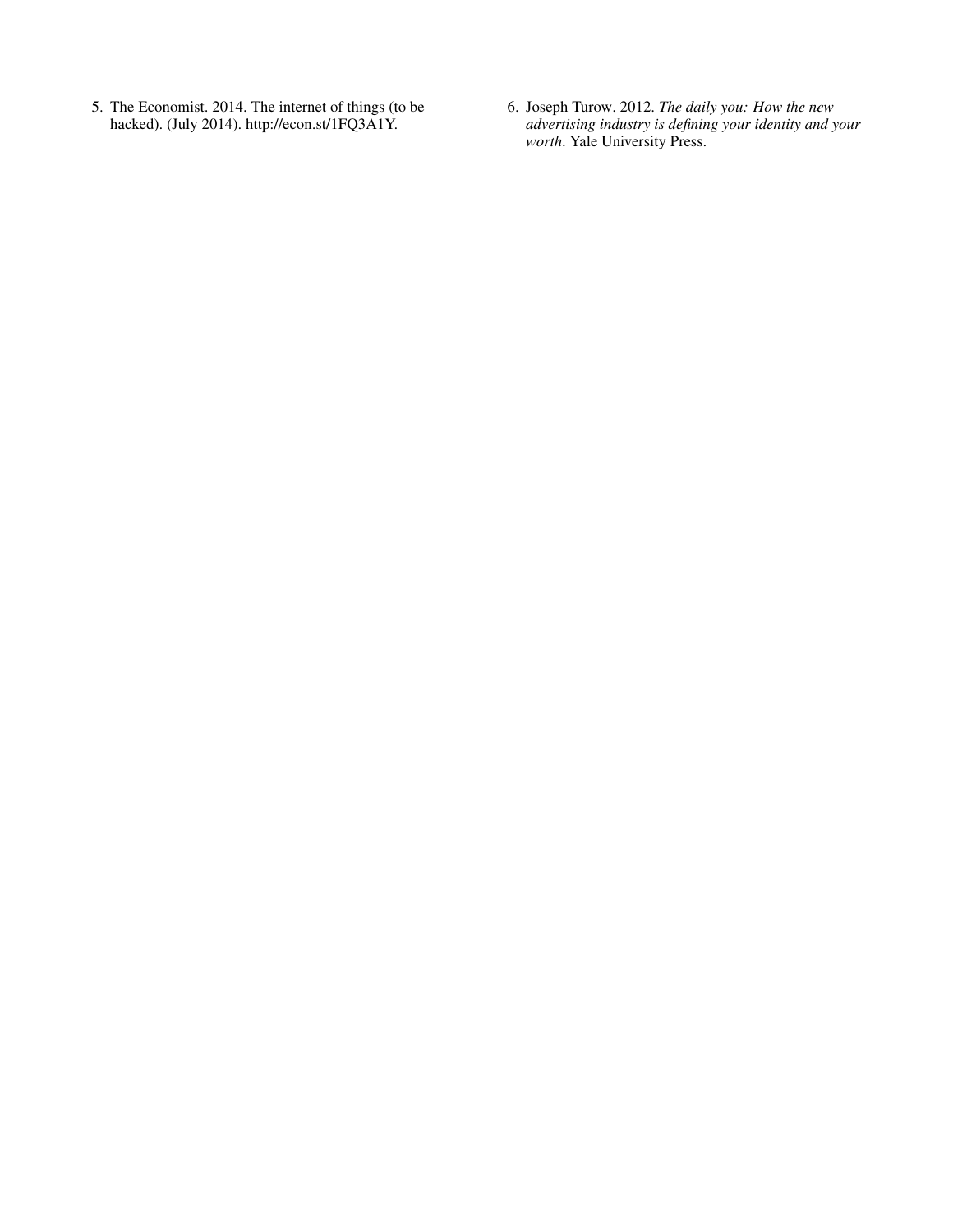5. The Economist. 2014. The internet of things (to be hacked). (July 2014). http://econ.st/1FQ3A1Y.

6. Joseph Turow. 2012. *The daily you: How the new advertising industry is defining your identity and your worth*. Yale University Press.